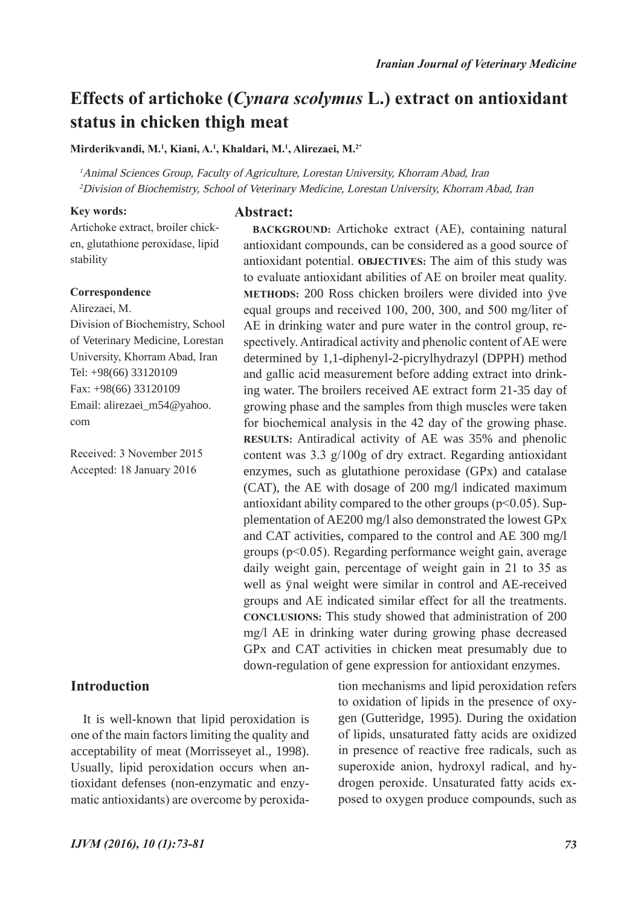# Effects of artichoke (*Cynara scolymus* L.) extract on antioxidant status in chicken thigh meat

**Mirderikvandi, M.[1], Kiani, A.[1], Khaldari, M.[1], Alirezaei, M.[2*]**

[1] *Animal Sciences Group, Faculty of Agriculture, Lorestan University, Khorram Abad, Iran*
[2] *Division of Biochemistry, School of Veterinary Medicine, Lorestan University, Khorram Abad, Iran*

**Key words:**
Artichoke extract, broiler chicken, glutathione peroxidase, lipid stability

**Correspondence**
Alirezaei, M.
Division of Biochemistry, School of Veterinary Medicine, Lorestan University, Khorram Abad, Iran
Tel: +98(66) 33120109
Fax: +98(66) 33120109
Email: alirezaei_m54@yahoo.com

Received: 3 November 2015
Accepted: 18 January 2016

## Abstract:

**BACKGROUND:** Artichoke extract (AE), containing natural antioxidant compounds, can be considered as a good source of antioxidant potential. **OBJECTIVES:** The aim of this study was to evaluate antioxidant abilities of AE on broiler meat quality. **METHODS:** 200 Ross chicken broilers were divided into ÿve equal groups and received 100, 200, 300, and 500 mg/liter of AE in drinking water and pure water in the control group, respectively. Antiradical activity and phenolic content of AE were determined by 1,1-diphenyl-2-picrylhydrazyl (DPPH) method and gallic acid measurement before adding extract into drinking water. The broilers received AE extract form 21-35 day of growing phase and the samples from thigh muscles were taken for biochemical analysis in the 42 day of the growing phase. **RESULTS:** Antiradical activity of AE was 35% and phenolic content was 3.3 g/100g of dry extract. Regarding antioxidant enzymes, such as glutathione peroxidase (GPx) and catalase (CAT), the AE with dosage of 200 mg/l indicated maximum antioxidant ability compared to the other groups ($p<0.05$). Supplementation of AE200 mg/l also demonstrated the lowest GPx and CAT activities, compared to the control and AE 300 mg/l groups ($p<0.05$). Regarding performance weight gain, average daily weight gain, percentage of weight gain in 21 to 35 as well as ÿnal weight were similar in control and AE-received groups and AE indicated similar effect for all the treatments. **CONCLUSIONS:** This study showed that administration of 200 mg/l AE in drinking water during growing phase decreased GPx and CAT activities in chicken meat presumably due to down-regulation of gene expression for antioxidant enzymes.

## Introduction

It is well-known that lipid peroxidation is one of the main factors limiting the quality and acceptability of meat (Morrisseyet al., 1998). Usually, lipid peroxidation occurs when antioxidant defenses (non-enzymatic and enzymatic antioxidants) are overcome by peroxidation mechanisms and lipid peroxidation refers to oxidation of lipids in the presence of oxygen (Gutteridge, 1995). During the oxidation of lipids, unsaturated fatty acids are oxidized in presence of reactive free radicals, such as superoxide anion, hydroxyl radical, and hydrogen peroxide. Unsaturated fatty acids exposed to oxygen produce compounds, such as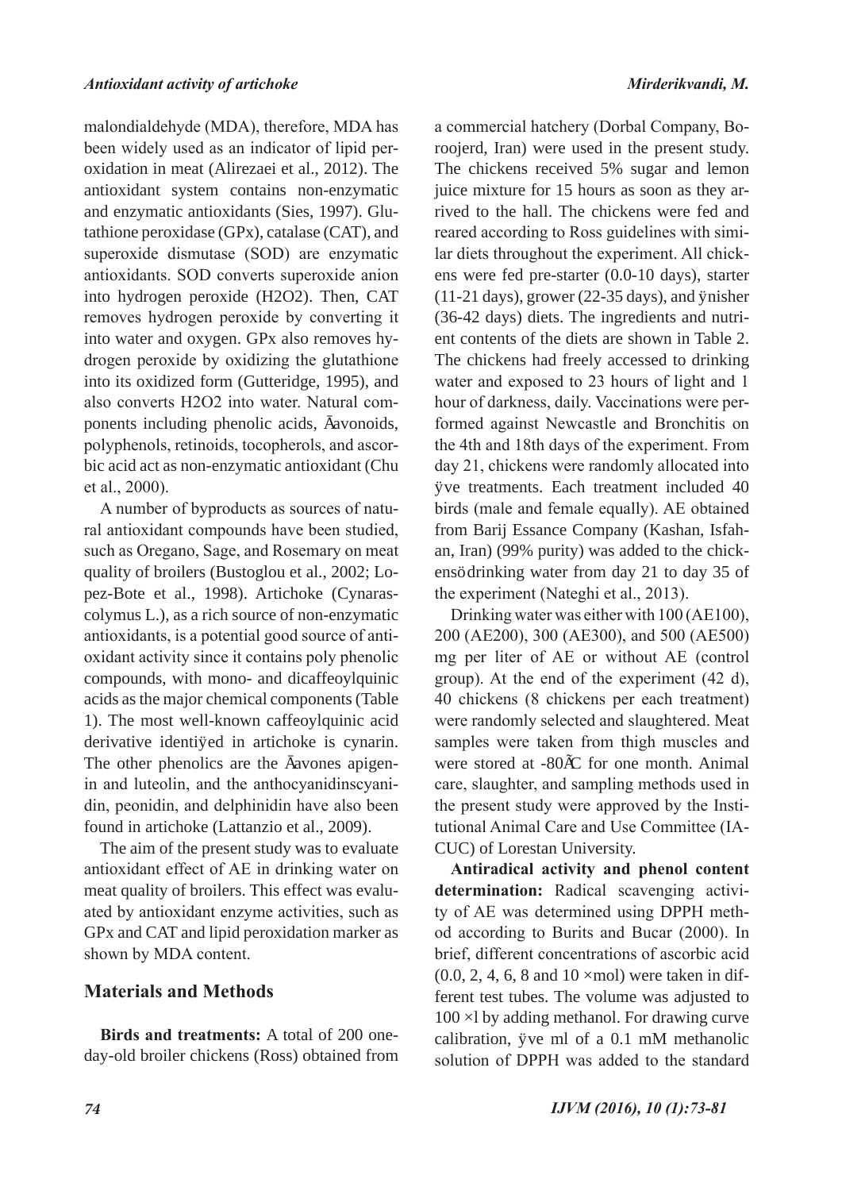malondialdehyde (MDA), therefore, MDA has been widely used as an indicator of lipid peroxidation in meat (Alirezaei et al., 2012). The antioxidant system contains non-enzymatic and enzymatic antioxidants (Sies, 1997). Glutathione peroxidase (GPx), catalase (CAT), and superoxide dismutase (SOD) are enzymatic antioxidants. SOD converts superoxide anion into hydrogen peroxide (H2O2). Then, CAT removes hydrogen peroxide by converting it into water and oxygen. GPx also removes hydrogen peroxide by oxidizing the glutathione into its oxidized form (Gutteridge, 1995), and also converts H2O2 into water. Natural components including phenolic acids, flavonoids, polyphenols, retinoids, tocopherols, and ascorbic acid act as non-enzymatic antioxidant (Chu et al., 2000).

A number of byproducts as sources of natural antioxidant compounds have been studied, such as Oregano, Sage, and Rosemary on meat quality of broilers (Bustoglou et al., 2002; Lopez-Bote et al., 1998). Artichoke (Cynarascolymus L.), as a rich source of non-enzymatic antioxidants, is a potential good source of antioxidant activity since it contains poly phenolic compounds, with mono- and dicaffeoylquinic acids as the major chemical components (Table 1). The most well-known caffeoylquinic acid derivative identified in artichoke is cynarin. The other phenolics are the flavones apigenin and luteolin, and the anthocyanidinscyanidin, peonidin, and delphinidin have also been found in artichoke (Lattanzio et al., 2009).

The aim of the present study was to evaluate antioxidant effect of AE in drinking water on meat quality of broilers. This effect was evaluated by antioxidant enzyme activities, such as GPx and CAT and lipid peroxidation marker as shown by MDA content.

## Materials and Methods

**Birds and treatments:** A total of 200 one-day-old broiler chickens (Ross) obtained from a commercial hatchery (Dorbal Company, Boroojerd, Iran) were used in the present study. The chickens received 5% sugar and lemon juice mixture for 15 hours as soon as they arrived to the hall. The chickens were fed and reared according to Ross guidelines with similar diets throughout the experiment. All chickens were fed pre-starter (0.0-10 days), starter (11-21 days), grower (22-35 days), and finisher (36-42 days) diets. The ingredients and nutrient contents of the diets are shown in Table 2. The chickens had freely accessed to drinking water and exposed to 23 hours of light and 1 hour of darkness, daily. Vaccinations were performed against Newcastle and Bronchitis on the 4th and 18th days of the experiment. From day 21, chickens were randomly allocated into five treatments. Each treatment included 40 birds (male and female equally). AE obtained from Barij Essance Company (Kashan, Isfahan, Iran) (99% purity) was added to the chickens' drinking water from day 21 to day 35 of the experiment (Nateghi et al., 2013).

Drinking water was either with 100 (AE100), 200 (AE200), 300 (AE300), and 500 (AE500) mg per liter of AE or without AE (control group). At the end of the experiment (42 d), 40 chickens (8 chickens per each treatment) were randomly selected and slaughtered. Meat samples were taken from thigh muscles and were stored at -80°C for one month. Animal care, slaughter, and sampling methods used in the present study were approved by the Institutional Animal Care and Use Committee (IACUC) of Lorestan University.

**Antiradical activity and phenol content determination:** Radical scavenging activity of AE was determined using DPPH method according to Burits and Bucar (2000). In brief, different concentrations of ascorbic acid (0.0, 2, 4, 6, 8 and 10 μmol) were taken in different test tubes. The volume was adjusted to 100 μl by adding methanol. For drawing curve calibration, five ml of a 0.1 mM methanolic solution of DPPH was added to the standard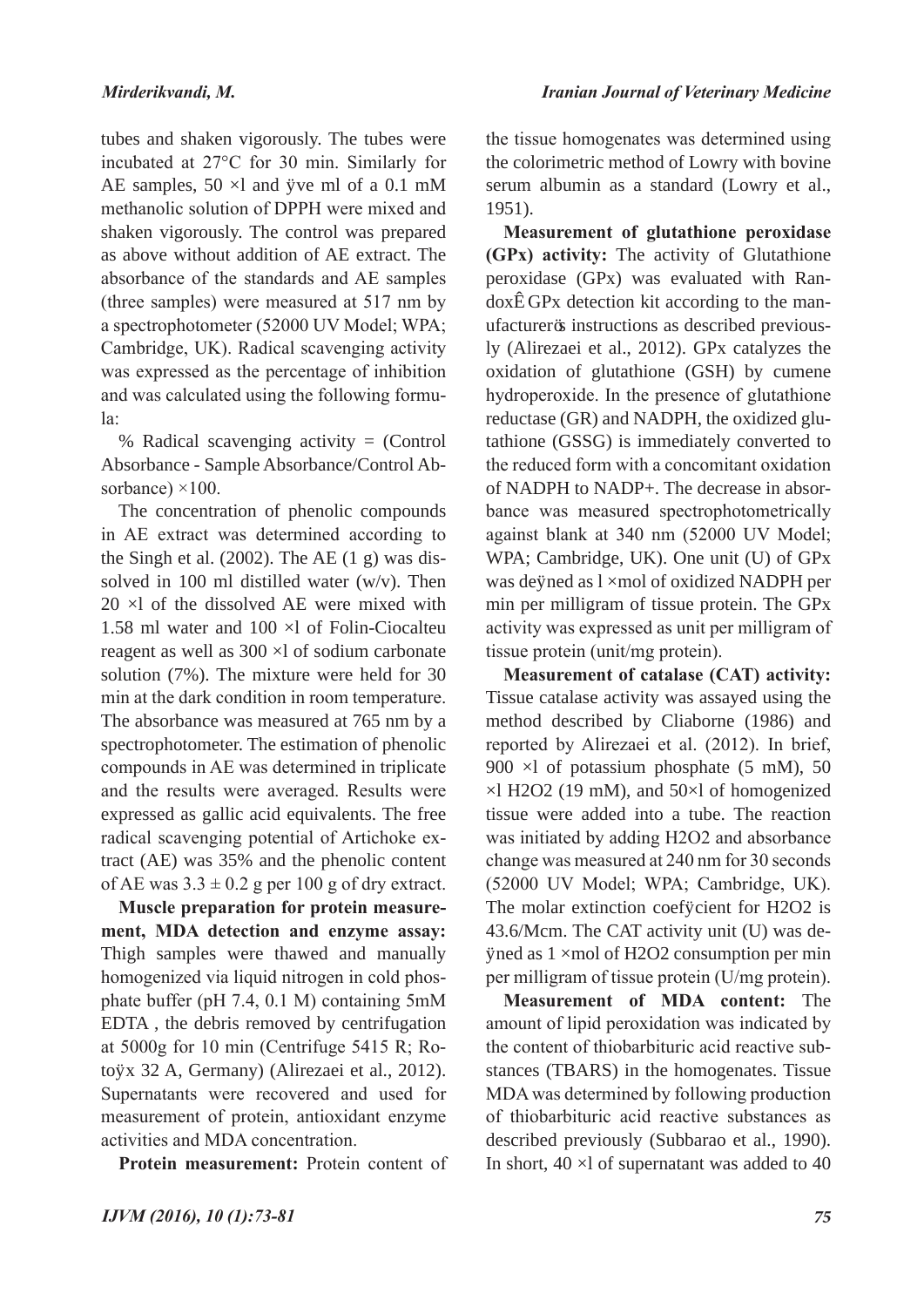tubes and shaken vigorously. The tubes were incubated at 27°C for 30 min. Similarly for AE samples, 50 ×l and ÿve ml of a 0.1 mM methanolic solution of DPPH were mixed and shaken vigorously. The control was prepared as above without addition of AE extract. The absorbance of the standards and AE samples (three samples) were measured at 517 nm by a spectrophotometer (52000 UV Model; WPA; Cambridge, UK). Radical scavenging activity was expressed as the percentage of inhibition and was calculated using the following formula:

% Radical scavenging activity = (Control Absorbance - Sample Absorbance/Control Absorbance) ×100.

The concentration of phenolic compounds in AE extract was determined according to the Singh et al. (2002). The AE (1 g) was dissolved in 100 ml distilled water (w/v). Then 20 ×l of the dissolved AE were mixed with 1.58 ml water and 100 ×l of Folin-Ciocalteu reagent as well as 300 ×l of sodium carbonate solution (7%). The mixture were held for 30 min at the dark condition in room temperature. The absorbance was measured at 765 nm by a spectrophotometer. The estimation of phenolic compounds in AE was determined in triplicate and the results were averaged. Results were expressed as gallic acid equivalents. The free radical scavenging potential of Artichoke extract (AE) was 35% and the phenolic content of AE was $3.3 \pm 0.2$ g per 100 g of dry extract.

**Muscle preparation for protein measurement, MDA detection and enzyme assay:** Thigh samples were thawed and manually homogenized via liquid nitrogen in cold phosphate buffer (pH 7.4, 0.1 M) containing 5mM EDTA , the debris removed by centrifugation at 5000g for 10 min (Centrifuge 5415 R; Rotoÿx 32 A, Germany) (Alirezaei et al., 2012). Supernatants were recovered and used for measurement of protein, antioxidant enzyme activities and MDA concentration.

**Protein measurement:** Protein content of the tissue homogenates was determined using the colorimetric method of Lowry with bovine serum albumin as a standard (Lowry et al., 1951).

**Measurement of glutathione peroxidase (GPx) activity:** The activity of Glutathione peroxidase (GPx) was evaluated with RandoxÊ GPx detection kit according to the manufacturerÕs instructions as described previously (Alirezaei et al., 2012). GPx catalyzes the oxidation of glutathione (GSH) by cumene hydroperoxide. In the presence of glutathione reductase (GR) and NADPH, the oxidized glutathione (GSSG) is immediately converted to the reduced form with a concomitant oxidation of NADPH to NADP+. The decrease in absorbance was measured spectrophotometrically against blank at 340 nm (52000 UV Model; WPA; Cambridge, UK). One unit (U) of GPx was deÿned as l ×mol of oxidized NADPH per min per milligram of tissue protein. The GPx activity was expressed as unit per milligram of tissue protein (unit/mg protein).

**Measurement of catalase (CAT) activity:** Tissue catalase activity was assayed using the method described by Cliaborne (1986) and reported by Alirezaei et al. (2012). In brief, 900 ×l of potassium phosphate (5 mM), 50 ×l $H_2O_2$ (19 mM), and 50×l of homogenized tissue were added into a tube. The reaction was initiated by adding $H_2O_2$ and absorbance change was measured at 240 nm for 30 seconds (52000 UV Model; WPA; Cambridge, UK). The molar extinction coefÿcient for $H_2O_2$ is 43.6/Mcm. The CAT activity unit (U) was deÿned as 1 ×mol of $H_2O_2$ consumption per min per milligram of tissue protein (U/mg protein).

**Measurement of MDA content:** The amount of lipid peroxidation was indicated by the content of thiobarbituric acid reactive substances (TBARS) in the homogenates. Tissue MDA was determined by following production of thiobarbituric acid reactive substances as described previously (Subbarao et al., 1990). In short, 40 ×l of supernatant was added to 40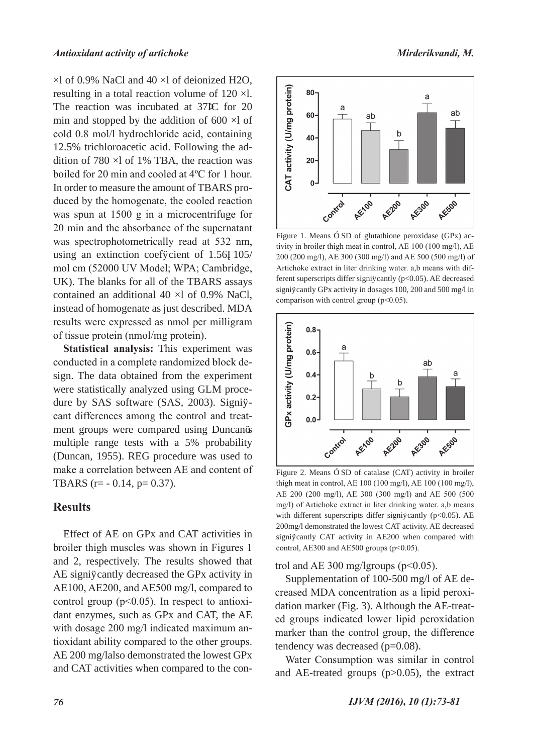μl of 0.9% NaCl and 40 μl of deionized $H_2O$, resulting in a total reaction volume of 120 μl. The reaction was incubated at 37ºC for 20 min and stopped by the addition of 600 μl of cold 0.8 mol/l hydrochloride acid, containing 12.5% trichloroacetic acid. Following the addition of 780 μl of 1% TBA, the reaction was boiled for 20 min and cooled at 4ºC for 1 hour. In order to measure the amount of TBARS produced by the homogenate, the cooled reaction was spun at 1500 g in a microcentrifuge for 20 min and the absorbance of the supernatant was spectrophotometrically read at 532 nm, using an extinction coefficient of 1.56×105/mol cm (52000 UV Model; WPA; Cambridge, UK). The blanks for all of the TBARS assays contained an additional 40 μl of 0.9% NaCl, instead of homogenate as just described. MDA results were expressed as nmol per milligram of tissue protein (nmol/mg protein).

**Statistical analysis:** This experiment was conducted in a complete randomized block design. The data obtained from the experiment were statistically analyzed using GLM procedure by SAS software (SAS, 2003). Significant differences among the control and treatment groups were compared using Duncan's multiple range tests with a 5% probability (Duncan, 1955). REG procedure was used to make a correlation between AE and content of TBARS ($r = -0.14$, $p = 0.37$).

## Results

Effect of AE on GPx and CAT activities in broiler thigh muscles was shown in Figures 1 and 2, respectively. The results showed that AE significantly decreased the GPx activity in AE100, AE200, and AE500 mg/l, compared to control group ($p<0.05$). In respect to antioxidant enzymes, such as GPx and CAT, the AE with dosage 200 mg/l indicated maximum antioxidant ability compared to the other groups. AE 200 mg/lalso demonstrated the lowest GPx and CAT activities when compared to the control and AE 300 mg/lgroups ($p<0.05$).

Figure 1. Means ± SD of glutathione peroxidase (GPx) activity in broiler thigh meat in control, AE 100 (100 mg/l), AE 200 (200 mg/l), AE 300 (300 mg/l) and AE 500 (500 mg/l) of Artichoke extract in liter drinking water. a,b means with different superscripts differ significantly ($p<0.05$). AE decreased significantly GPx activity in dosages 100, 200 and 500 mg/l in comparison with control group ($p<0.05$).

Figure 2. Means ± SD of catalase (CAT) activity in broiler thigh meat in control, AE 100 (100 mg/l), AE 100 (100 mg/l), AE 200 (200 mg/l), AE 300 (300 mg/l) and AE 500 (500 mg/l) of Artichoke extract in liter drinking water. a,b means with different superscripts differ significantly ($p<0.05$). AE 200mg/l demonstrated the lowest CAT activity. AE decreased significantly CAT activity in AE200 when compared with control, AE300 and AE500 groups ($p<0.05$).

Supplementation of 100-500 mg/l of AE decreased MDA concentration as a lipid peroxidation marker (Fig. 3). Although the AE-treated groups indicated lower lipid peroxidation marker than the control group, the difference tendency was decreased ($p=0.08$).

Water Consumption was similar in control and AE-treated groups ($p>0.05$), the extract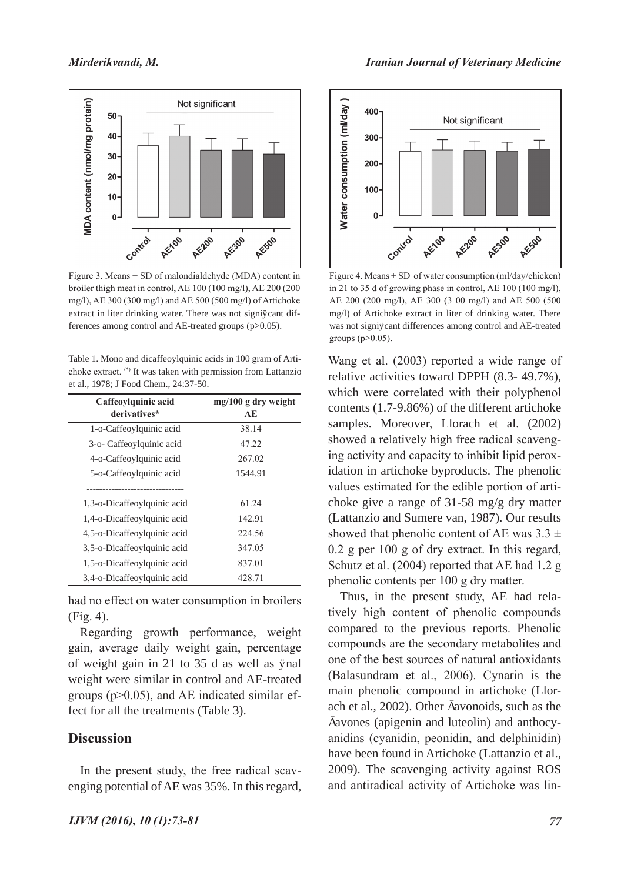Figure 3. Means ± SD of malondialdehyde (MDA) content in broiler thigh meat in control, AE 100 (100 mg/l), AE 200 (200 mg/l), AE 300 (300 mg/l) and AE 500 (500 mg/l) of Artichoke extract in liter drinking water. There was not significant differences among control and AE-treated groups (p>0.05).

Figure 4. Means ± SD of water consumption (ml/day/chicken) in 21 to 35 d of growing phase in control, AE 100 (100 mg/l), AE 200 (200 mg/l), AE 300 (3 00 mg/l) and AE 500 (500 mg/l) of Artichoke extract in liter of drinking water. There was not significant differences among control and AE-treated groups (p>0.05).

Table 1. Mono and dicaffeoylquinic acids in 100 gram of Artichoke extract. (*) It was taken with permission from Lattanzio et al., 1978; J Food Chem., 24:37-50.

| Caffeoylquinic acid derivatives* | mg/100 g dry weight AE |
|---|---|
| 1-o-Caffeoylquinic acid | 38.14 |
| 3-o- Caffeoylquinic acid | 47.22 |
| 4-o-Caffeoylquinic acid | 267.02 |
| 5-o-Caffeoylquinic acid | 1544.91 |
| 1,3-o-Dicaffeoylquinic acid | 61.24 |
| 1,4-o-Dicaffeoylquinic acid | 142.91 |
| 4,5-o-Dicaffeoylquinic acid | 224.56 |
| 3,5-o-Dicaffeoylquinic acid | 347.05 |
| 1,5-o-Dicaffeoylquinic acid | 837.01 |
| 3,4-o-Dicaffeoylquinic acid | 428.71 |

had no effect on water consumption in broilers (Fig. 4).

Regarding growth performance, weight gain, average daily weight gain, percentage of weight gain in 21 to 35 d as well as final weight were similar in control and AE-treated groups (p>0.05), and AE indicated similar effect for all the treatments (Table 3).

## Discussion

In the present study, the free radical scavenging potential of AE was 35%. In this regard, Wang et al. (2003) reported a wide range of relative activities toward DPPH (8.3- 49.7%), which were correlated with their polyphenol contents (1.7-9.86%) of the different artichoke samples. Moreover, Llorach et al. (2002) showed a relatively high free radical scavenging activity and capacity to inhibit lipid peroxidation in artichoke byproducts. The phenolic values estimated for the edible portion of artichoke give a range of 31-58 mg/g dry matter (Lattanzio and Sumere van, 1987). Our results showed that phenolic content of AE was 3.3 ± 0.2 g per 100 g of dry extract. In this regard, Schutz et al. (2004) reported that AE had 1.2 g phenolic contents per 100 g dry matter.

Thus, in the present study, AE had relatively high content of phenolic compounds compared to the previous reports. Phenolic compounds are the secondary metabolites and one of the best sources of natural antioxidants (Balasundram et al., 2006). Cynarin is the main phenolic compound in artichoke (Llorach et al., 2002). Other flavonoids, such as the flavones (apigenin and luteolin) and anthocyanidins (cyanidin, peonidin, and delphinidin) have been found in Artichoke (Lattanzio et al., 2009). The scavenging activity against ROS and antiradical activity of Artichoke was lin-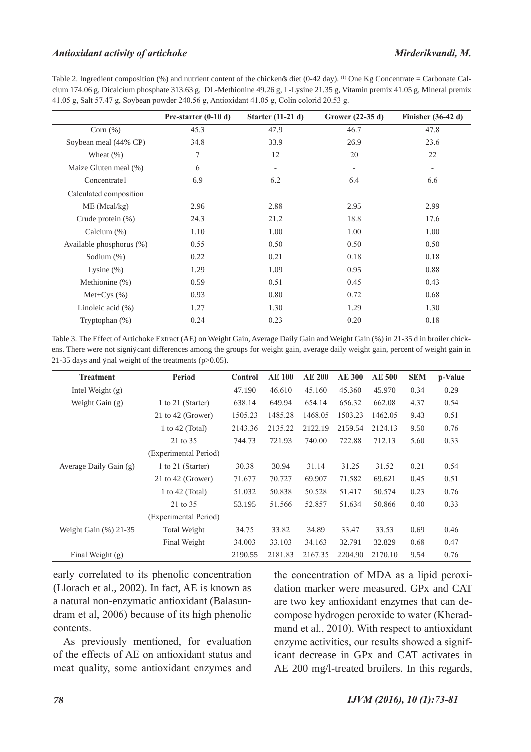Table 2. Ingredient composition (%) and nutrient content of the chickenӧs diet (0-42 day). [1] One Kg Concentrate = Carbonate Calcium 174.06 g, Dicalcium phosphate 313.63 g, DL-Methionine 49.26 g, L-Lysine 21.35 g, Vitamin premix 41.05 g, Mineral premix 41.05 g, Salt 57.47 g, Soybean powder 240.56 g, Antioxidant 41.05 g, Colin colorid 20.53 g.

| | Pre-starter (0-10 d) | Starter (11-21 d) | Grower (22-35 d) | Finisher (36-42 d) |
|---|---|---|---|---|
| Corn (%) | 45.3 | 47.9 | 46.7 | 47.8 |
| Soybean meal (44% CP) | 34.8 | 33.9 | 26.9 | 23.6 |
| Wheat (%) | 7 | 12 | 20 | 22 |
| Maize Gluten meal (%) | 6 | - | - | - |
| Concentrate1 | 6.9 | 6.2 | 6.4 | 6.6 |
| Calculated composition | | | | |
| ME (Mcal/kg) | 2.96 | 2.88 | 2.95 | 2.99 |
| Crude protein (%) | 24.3 | 21.2 | 18.8 | 17.6 |
| Calcium (%) | 1.10 | 1.00 | 1.00 | 1.00 |
| Available phosphorus (%) | 0.55 | 0.50 | 0.50 | 0.50 |
| Sodium (%) | 0.22 | 0.21 | 0.18 | 0.18 |
| Lysine (%) | 1.29 | 1.09 | 0.95 | 0.88 |
| Methionine (%) | 0.59 | 0.51 | 0.45 | 0.43 |
| Met+Cys (%) | 0.93 | 0.80 | 0.72 | 0.68 |
| Linoleic acid (%) | 1.27 | 1.30 | 1.29 | 1.30 |
| Tryptophan (%) | 0.24 | 0.23 | 0.20 | 0.18 |

Table 3. The Effect of Artichoke Extract (AE) on Weight Gain, Average Daily Gain and Weight Gain (%) in 21-35 d in broiler chickens. There were not signiÿcant differences among the groups for weight gain, average daily weight gain, percent of weight gain in 21-35 days and ÿnal weight of the treatments ($p>0.05$).

| Treatment | Period | Control | AE 100 | AE 200 | AE 300 | AE 500 | SEM | p-Value |
|---|---|---|---|---|---|---|---|---|
| Intel Weight (g) | | 47.190 | 46.610 | 45.160 | 45.360 | 45.970 | 0.34 | 0.29 |
| Weight Gain (g) | 1 to 21 (Starter) | 638.14 | 649.94 | 654.14 | 656.32 | 662.08 | 4.37 | 0.54 |
| | 21 to 42 (Grower) | 1505.23 | 1485.28 | 1468.05 | 1503.23 | 1462.05 | 9.43 | 0.51 |
| | 1 to 42 (Total) | 2143.36 | 2135.22 | 2122.19 | 2159.54 | 2124.13 | 9.50 | 0.76 |
| | 21 to 35 (Experimental Period) | 744.73 | 721.93 | 740.00 | 722.88 | 712.13 | 5.60 | 0.33 |
| Average Daily Gain (g) | 1 to 21 (Starter) | 30.38 | 30.94 | 31.14 | 31.25 | 31.52 | 0.21 | 0.54 |
| | 21 to 42 (Grower) | 71.677 | 70.727 | 69.907 | 71.582 | 69.621 | 0.45 | 0.51 |
| | 1 to 42 (Total) | 51.032 | 50.838 | 50.528 | 51.417 | 50.574 | 0.23 | 0.76 |
| | 21 to 35 (Experimental Period) | 53.195 | 51.566 | 52.857 | 51.634 | 50.866 | 0.40 | 0.33 |
| Weight Gain (%) 21-35 | Total Weight | 34.75 | 33.82 | 34.89 | 33.47 | 33.53 | 0.69 | 0.46 |
| | Final Weight | 34.003 | 33.103 | 34.163 | 32.791 | 32.829 | 0.68 | 0.47 |
| Final Weight (g) | | 2190.55 | 2181.83 | 2167.35 | 2204.90 | 2170.10 | 9.54 | 0.76 |

early correlated to its phenolic concentration (Llorach et al., 2002). In fact, AE is known as a natural non-enzymatic antioxidant (Balasundram et al, 2006) because of its high phenolic contents.

As previously mentioned, for evaluation of the effects of AE on antioxidant status and meat quality, some antioxidant enzymes and the concentration of MDA as a lipid peroxidation marker were measured. GPx and CAT are two key antioxidant enzymes that can decompose hydrogen peroxide to water (Kheradmand et al., 2010). With respect to antioxidant enzyme activities, our results showed a significant decrease in GPx and CAT activates in AE 200 mg/l-treated broilers. In this regards,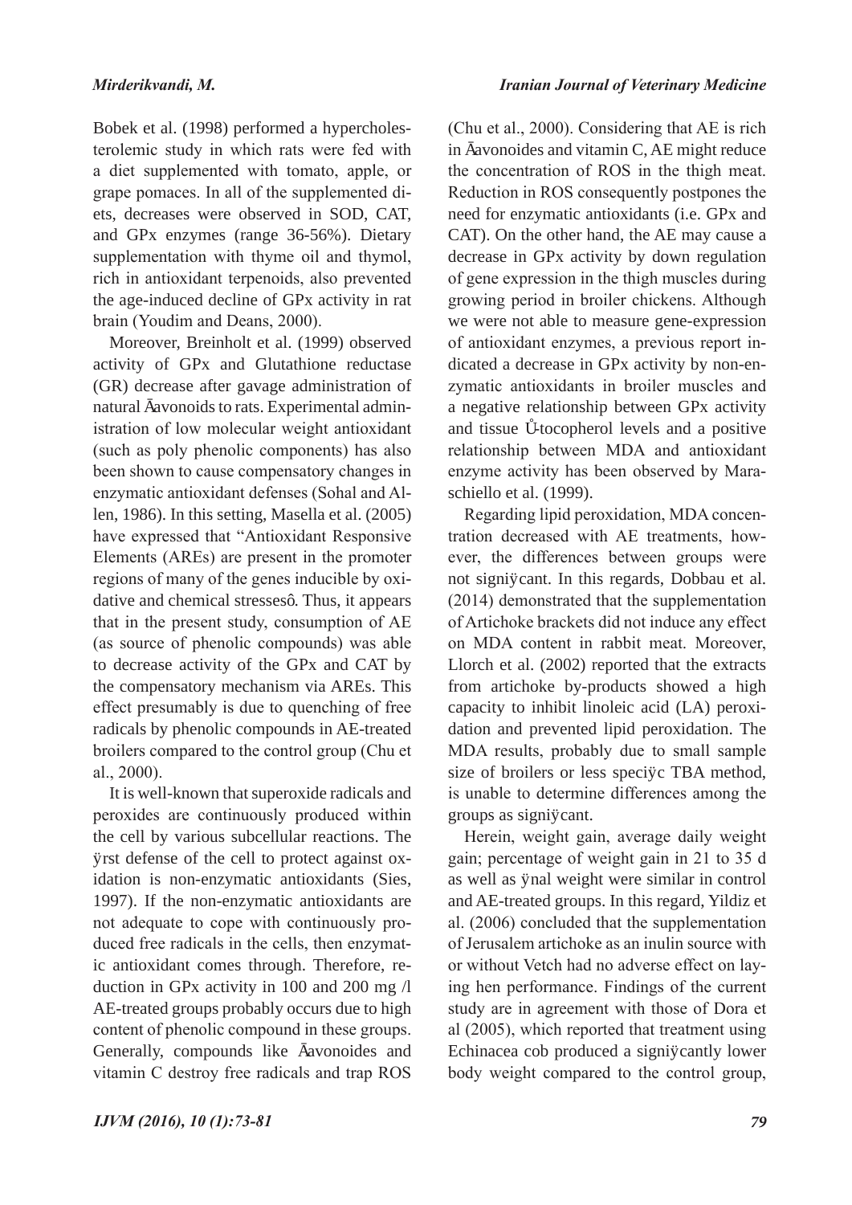Bobek et al. (1998) performed a hypercholesterolemic study in which rats were fed with a diet supplemented with tomato, apple, or grape pomaces. In all of the supplemented diets, decreases were observed in SOD, CAT, and GPx enzymes (range 36-56%). Dietary supplementation with thyme oil and thymol, rich in antioxidant terpenoids, also prevented the age-induced decline of GPx activity in rat brain (Youdim and Deans, 2000).

Moreover, Breinholt et al. (1999) observed activity of GPx and Glutathione reductase (GR) decrease after gavage administration of natural flavonoids to rats. Experimental administration of low molecular weight antioxidant (such as poly phenolic components) has also been shown to cause compensatory changes in enzymatic antioxidant defenses (Sohal and Allen, 1986). In this setting, Masella et al. (2005) have expressed that "Antioxidant Responsive Elements (AREs) are present in the promoter regions of many of the genes inducible by oxidative and chemical stresses". Thus, it appears that in the present study, consumption of AE (as source of phenolic compounds) was able to decrease activity of the GPx and CAT by the compensatory mechanism via AREs. This effect presumably is due to quenching of free radicals by phenolic compounds in AE-treated broilers compared to the control group (Chu et al., 2000).

It is well-known that superoxide radicals and peroxides are continuously produced within the cell by various subcellular reactions. The first defense of the cell to protect against oxidation is non-enzymatic antioxidants (Sies, 1997). If the non-enzymatic antioxidants are not adequate to cope with continuously produced free radicals in the cells, then enzymatic antioxidant comes through. Therefore, reduction in GPx activity in 100 and 200 mg /l AE-treated groups probably occurs due to high content of phenolic compound in these groups. Generally, compounds like flavonoides and vitamin C destroy free radicals and trap ROS (Chu et al., 2000). Considering that AE is rich in flavonoides and vitamin C, AE might reduce the concentration of ROS in the thigh meat. Reduction in ROS consequently postpones the need for enzymatic antioxidants (i.e. GPx and CAT). On the other hand, the AE may cause a decrease in GPx activity by down regulation of gene expression in the thigh muscles during growing period in broiler chickens. Although we were not able to measure gene-expression of antioxidant enzymes, a previous report indicated a decrease in GPx activity by non-enzymatic antioxidants in broiler muscles and a negative relationship between GPx activity and tissue α-tocopherol levels and a positive relationship between MDA and antioxidant enzyme activity has been observed by Maraschiello et al. (1999).

Regarding lipid peroxidation, MDA concentration decreased with AE treatments, however, the differences between groups were not significant. In this regards, Dobbau et al. (2014) demonstrated that the supplementation of Artichoke brackets did not induce any effect on MDA content in rabbit meat. Moreover, Llorch et al. (2002) reported that the extracts from artichoke by-products showed a high capacity to inhibit linoleic acid (LA) peroxidation and prevented lipid peroxidation. The MDA results, probably due to small sample size of broilers or less specific TBA method, is unable to determine differences among the groups as significant.

Herein, weight gain, average daily weight gain; percentage of weight gain in 21 to 35 d as well as final weight were similar in control and AE-treated groups. In this regard, Yildiz et al. (2006) concluded that the supplementation of Jerusalem artichoke as an inulin source with or without Vetch had no adverse effect on laying hen performance. Findings of the current study are in agreement with those of Dora et al (2005), which reported that treatment using Echinacea cob produced a significantly lower body weight compared to the control group,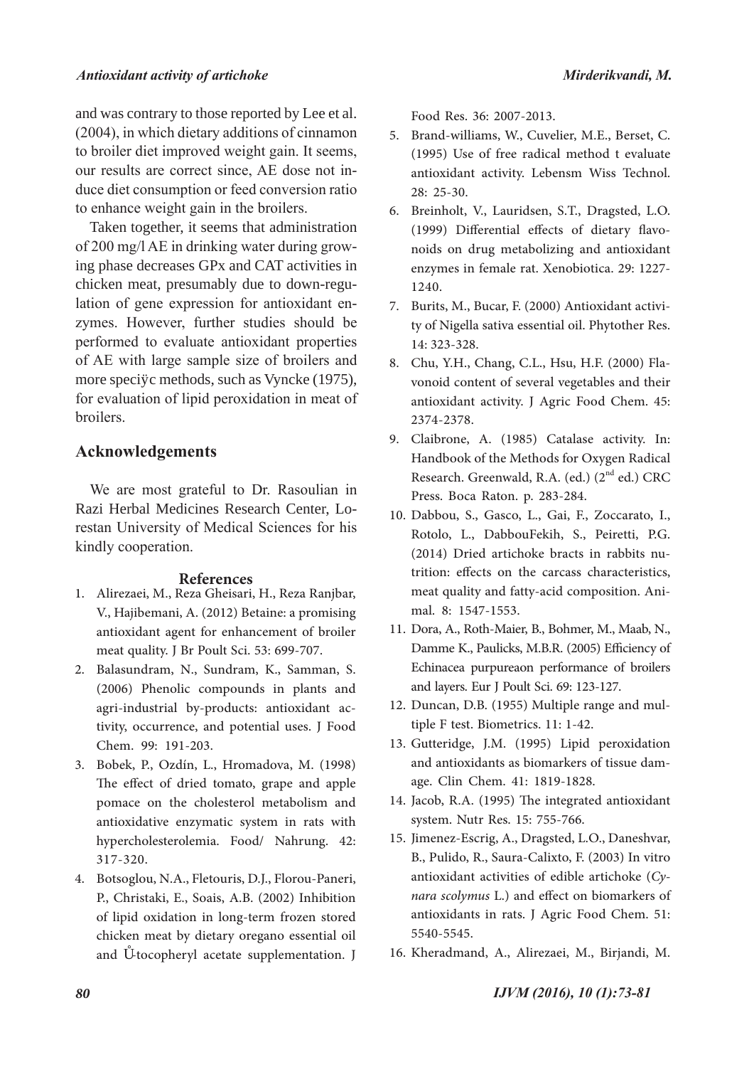and was contrary to those reported by Lee et al. (2004), in which dietary additions of cinnamon to broiler diet improved weight gain. It seems, our results are correct since, AE dose not induce diet consumption or feed conversion ratio to enhance weight gain in the broilers.

Taken together, it seems that administration of 200 mg/l AE in drinking water during growing phase decreases GPx and CAT activities in chicken meat, presumably due to down-regulation of gene expression for antioxidant enzymes. However, further studies should be performed to evaluate antioxidant properties of AE with large sample size of broilers and more speciÿc methods, such as Vyncke (1975), for evaluation of lipid peroxidation in meat of broilers.

## Acknowledgements

We are most grateful to Dr. Rasoulian in Razi Herbal Medicines Research Center, Lorestan University of Medical Sciences for his kindly cooperation.

## References

1. Alirezaei, M., Reza Gheisari, H., Reza Ranjbar, V., Hajibemani, A. (2012) Betaine: a promising antioxidant agent for enhancement of broiler meat quality. J Br Poult Sci. 53: 699-707.
2. Balasundram, N., Sundram, K., Samman, S. (2006) Phenolic compounds in plants and agri-industrial by-products: antioxidant activity, occurrence, and potential uses. J Food Chem. 99: 191-203.
3. Bobek, P., Ozdín, L., Hromadova, M. (1998) The effect of dried tomato, grape and apple pomace on the cholesterol metabolism and antioxidative enzymatic system in rats with hypercholesterolemia. Food/ Nahrung. 42: 317-320.
4. Botsoglou, N.A., Fletouris, D.J., Florou-Paneri, P., Christaki, E., Soais, A.B. (2002) Inhibition of lipid oxidation in long-term frozen stored chicken meat by dietary oregano essential oil and Ů-tocopheryl acetate supplementation. J Food Res. 36: 2007-2013.
5. Brand-williams, W., Cuvelier, M.E., Berset, C. (1995) Use of free radical method t evaluate antioxidant activity. Lebensm Wiss Technol. 28: 25-30.
6. Breinholt, V., Lauridsen, S.T., Dragsted, L.O. (1999) Differential effects of dietary flavonoids on drug metabolizing and antioxidant enzymes in female rat. Xenobiotica. 29: 1227-1240.
7. Burits, M., Bucar, F. (2000) Antioxidant activity of Nigella sativa essential oil. Phytother Res. 14: 323-328.
8. Chu, Y.H., Chang, C.L., Hsu, H.F. (2000) Flavonoid content of several vegetables and their antioxidant activity. J Agric Food Chem. 45: 2374-2378.
9. Claibrone, A. (1985) Catalase activity. In: Handbook of the Methods for Oxygen Radical Research. Greenwald, R.A. (ed.) (2nd ed.) CRC Press. Boca Raton. p. 283-284.
10. Dabbou, S., Gasco, L., Gai, F., Zoccarato, I., Rotolo, L., DabbouFekih, S., Peiretti, P.G. (2014) Dried artichoke bracts in rabbits nutrition: effects on the carcass characteristics, meat quality and fatty-acid composition. Animal. 8: 1547-1553.
11. Dora, A., Roth-Maier, B., Bohmer, M., Maab, N., Damme K., Paulicks, M.B.R. (2005) Efficiency of Echinacea purpureaon performance of broilers and layers. Eur J Poult Sci. 69: 123-127.
12. Duncan, D.B. (1955) Multiple range and multiple F test. Biometrics. 11: 1-42.
13. Gutteridge, J.M. (1995) Lipid peroxidation and antioxidants as biomarkers of tissue damage. Clin Chem. 41: 1819-1828.
14. Jacob, R.A. (1995) The integrated antioxidant system. Nutr Res. 15: 755-766.
15. Jimenez-Escrig, A., Dragsted, L.O., Daneshvar, B., Pulido, R., Saura-Calixto, F. (2003) In vitro antioxidant activities of edible artichoke (*Cynara scolymus* L.) and effect on biomarkers of antioxidants in rats. J Agric Food Chem. 51: 5540-5545.
16. Kheradmand, A., Alirezaei, M., Birjandi, M.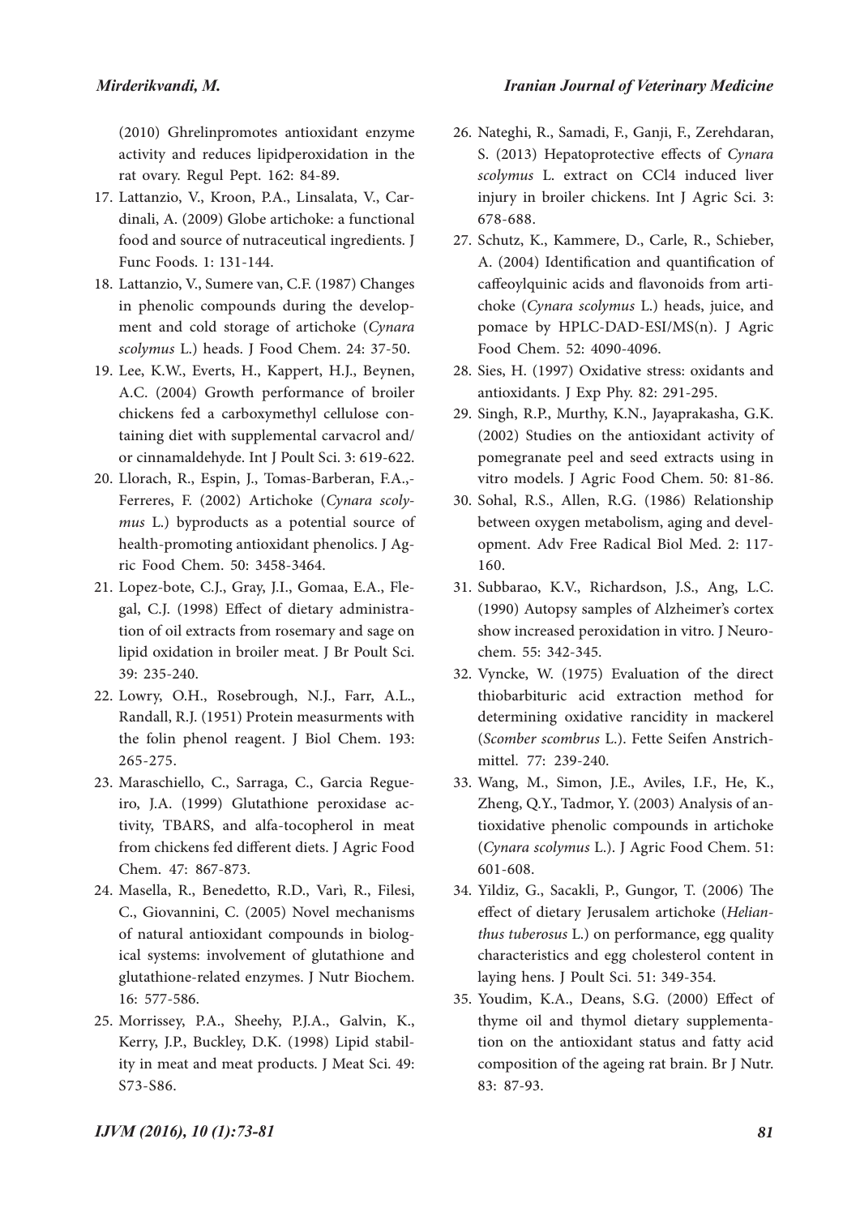(2010) Ghrelinpromotes antioxidant enzyme activity and reduces lipidperoxidation in the rat ovary. Regul Pept. 162: 84-89.

17. Lattanzio, V., Kroon, P.A., Linsalata, V., Cardinali, A. (2009) Globe artichoke: a functional food and source of nutraceutical ingredients. J Func Foods. 1: 131-144.
18. Lattanzio, V., Sumere van, C.F. (1987) Changes in phenolic compounds during the development and cold storage of artichoke (*Cynara scolymus* L.) heads. J Food Chem. 24: 37-50.
19. Lee, K.W., Everts, H., Kappert, H.J., Beynen, A.C. (2004) Growth performance of broiler chickens fed a carboxymethyl cellulose containing diet with supplemental carvacrol and/or cinnamaldehyde. Int J Poult Sci. 3: 619-622.
20. Llorach, R., Espin, J., Tomas-Barberan, F.A.,-Ferreres, F. (2002) Artichoke (*Cynara scolymus* L.) byproducts as a potential source of health-promoting antioxidant phenolics. J Agric Food Chem. 50: 3458-3464.
21. Lopez-bote, C.J., Gray, J.I., Gomaa, E.A., Flegal, C.J. (1998) Effect of dietary administration of oil extracts from rosemary and sage on lipid oxidation in broiler meat. J Br Poult Sci. 39: 235-240.
22. Lowry, O.H., Rosebrough, N.J., Farr, A.L., Randall, R.J. (1951) Protein measurments with the folin phenol reagent. J Biol Chem. 193: 265-275.
23. Maraschiello, C., Sarraga, C., Garcia Regueiro, J.A. (1999) Glutathione peroxidase activity, TBARS, and alfa-tocopherol in meat from chickens fed different diets. J Agric Food Chem. 47: 867-873.
24. Masella, R., Benedetto, R.D., Varì, R., Filesi, C., Giovannini, C. (2005) Novel mechanisms of natural antioxidant compounds in biological systems: involvement of glutathione and glutathione-related enzymes. J Nutr Biochem. 16: 577-586.
25. Morrissey, P.A., Sheehy, P.J.A., Galvin, K., Kerry, J.P., Buckley, D.K. (1998) Lipid stability in meat and meat products. J Meat Sci. 49: S73-S86.
26. Nateghi, R., Samadi, F., Ganji, F., Zerehdaran, S. (2013) Hepatoprotective effects of *Cynara scolymus* L. extract on CCl4 induced liver injury in broiler chickens. Int J Agric Sci. 3: 678-688.
27. Schutz, K., Kammere, D., Carle, R., Schieber, A. (2004) Identification and quantification of caffeoylquinic acids and flavonoids from artichoke (*Cynara scolymus* L.) heads, juice, and pomace by HPLC-DAD-ESI/MS(n). J Agric Food Chem. 52: 4090-4096.
28. Sies, H. (1997) Oxidative stress: oxidants and antioxidants. J Exp Phy. 82: 291-295.
29. Singh, R.P., Murthy, K.N., Jayaprakasha, G.K. (2002) Studies on the antioxidant activity of pomegranate peel and seed extracts using in vitro models. J Agric Food Chem. 50: 81-86.
30. Sohal, R.S., Allen, R.G. (1986) Relationship between oxygen metabolism, aging and development. Adv Free Radical Biol Med. 2: 117-160.
31. Subbarao, K.V., Richardson, J.S., Ang, L.C. (1990) Autopsy samples of Alzheimer's cortex show increased peroxidation in vitro. J Neurochem. 55: 342-345.
32. Vyncke, W. (1975) Evaluation of the direct thiobarbituric acid extraction method for determining oxidative rancidity in mackerel (*Scomber scombrus* L.). Fette Seifen Anstrichmittel. 77: 239-240.
33. Wang, M., Simon, J.E., Aviles, I.F., He, K., Zheng, Q.Y., Tadmor, Y. (2003) Analysis of antioxidative phenolic compounds in artichoke (*Cynara scolymus* L.). J Agric Food Chem. 51: 601-608.
34. Yildiz, G., Sacakli, P., Gungor, T. (2006) The effect of dietary Jerusalem artichoke (*Helianthus tuberosus* L.) on performance, egg quality characteristics and egg cholesterol content in laying hens. J Poult Sci. 51: 349-354.
35. Youdim, K.A., Deans, S.G. (2000) Effect of thyme oil and thymol dietary supplementation on the antioxidant status and fatty acid composition of the ageing rat brain. Br J Nutr. 83: 87-93.